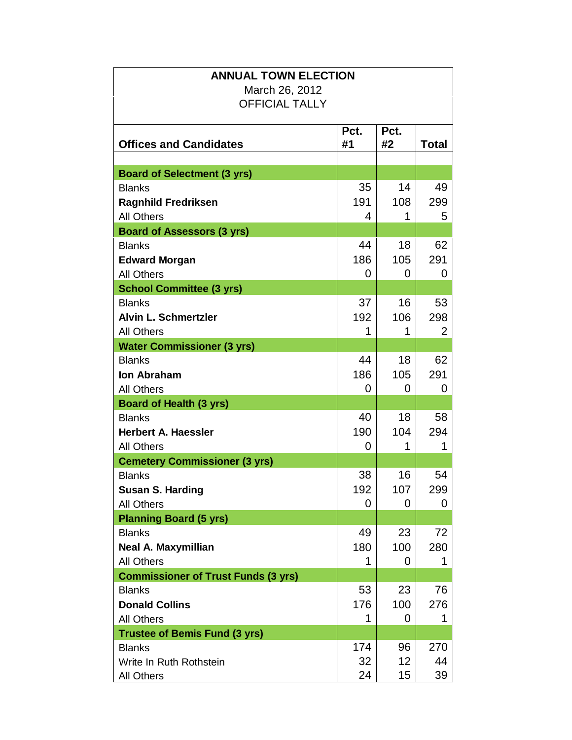**ANNUAL TOWN ELECTION**
March 26, 2012
OFFICIAL TALLY

| Offices and Candidates | Pct. #1 | Pct. #2 | Total |
|---|---|---|---|
| **Board of Selectment (3 yrs)** | | | |
| Blanks | 35 | 14 | 49 |
| **Ragnhild Fredriksen** | 191 | 108 | 299 |
| All Others | 4 | 1 | 5 |
| **Board of Assessors (3 yrs)** | | | |
| Blanks | 44 | 18 | 62 |
| **Edward Morgan** | 186 | 105 | 291 |
| All Others | 0 | 0 | 0 |
| **School Committee (3 yrs)** | | | |
| Blanks | 37 | 16 | 53 |
| **Alvin L. Schmertzler** | 192 | 106 | 298 |
| All Others | 1 | 1 | 2 |
| **Water Commissioner (3 yrs)** | | | |
| Blanks | 44 | 18 | 62 |
| **Ion Abraham** | 186 | 105 | 291 |
| All Others | 0 | 0 | 0 |
| **Board of Health (3 yrs)** | | | |
| Blanks | 40 | 18 | 58 |
| **Herbert A. Haessler** | 190 | 104 | 294 |
| All Others | 0 | 1 | 1 |
| **Cemetery Commissioner (3 yrs)** | | | |
| Blanks | 38 | 16 | 54 |
| **Susan S. Harding** | 192 | 107 | 299 |
| All Others | 0 | 0 | 0 |
| **Planning Board (5 yrs)** | | | |
| Blanks | 49 | 23 | 72 |
| **Neal A. Maxymillian** | 180 | 100 | 280 |
| All Others | 1 | 0 | 1 |
| **Commissioner of Trust Funds (3 yrs)** | | | |
| Blanks | 53 | 23 | 76 |
| **Donald Collins** | 176 | 100 | 276 |
| All Others | 1 | 0 | 1 |
| **Trustee of Bemis Fund (3 yrs)** | | | |
| Blanks | 174 | 96 | 270 |
| Write In Ruth Rothstein | 32 | 12 | 44 |
| All Others | 24 | 15 | 39 |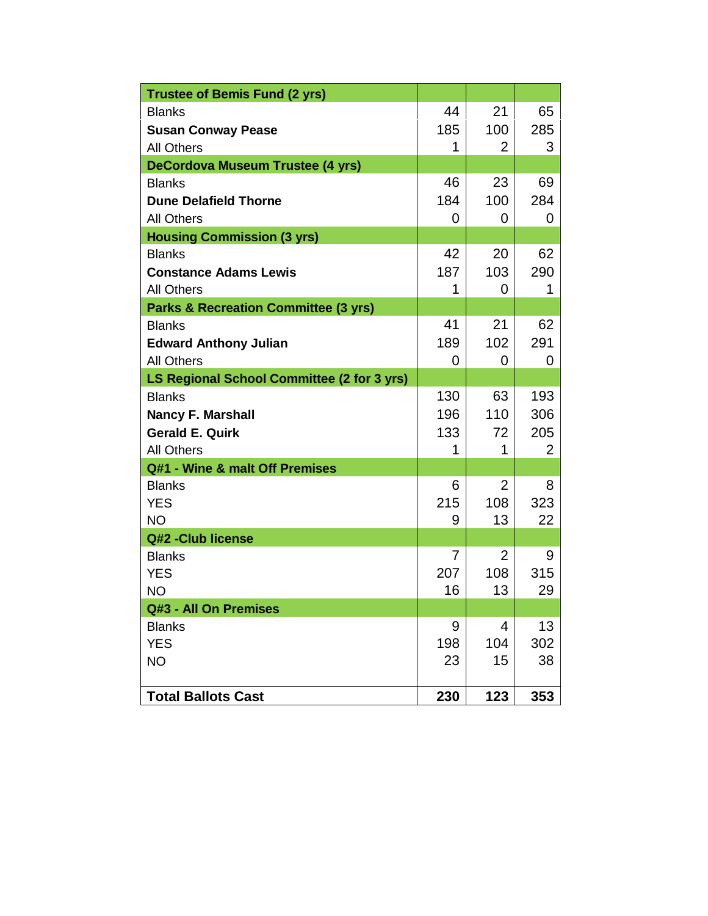| | | | |
|---|---|---|---|
| **Trustee of Bemis Fund (2 yrs)** | | | |
| Blanks | 44 | 21 | 65 |
| **Susan Conway Pease** | 185 | 100 | 285 |
| All Others | 1 | 2 | 3 |
| **DeCordova Museum Trustee (4 yrs)** | | | |
| Blanks | 46 | 23 | 69 |
| **Dune Delafield Thorne** | 184 | 100 | 284 |
| All Others | 0 | 0 | 0 |
| **Housing Commission (3 yrs)** | | | |
| Blanks | 42 | 20 | 62 |
| **Constance Adams Lewis** | 187 | 103 | 290 |
| All Others | 1 | 0 | 1 |
| **Parks & Recreation Committee (3 yrs)** | | | |
| Blanks | 41 | 21 | 62 |
| **Edward Anthony Julian** | 189 | 102 | 291 |
| All Others | 0 | 0 | 0 |
| **LS Regional School Committee (2 for 3 yrs)** | | | |
| Blanks | 130 | 63 | 193 |
| **Nancy F. Marshall** | 196 | 110 | 306 |
| **Gerald E. Quirk** | 133 | 72 | 205 |
| All Others | 1 | 1 | 2 |
| **Q#1 - Wine & malt Off Premises** | | | |
| Blanks | 6 | 2 | 8 |
| YES | 215 | 108 | 323 |
| NO | 9 | 13 | 22 |
| **Q#2 -Club license** | | | |
| Blanks | 7 | 2 | 9 |
| YES | 207 | 108 | 315 |
| NO | 16 | 13 | 29 |
| **Q#3 - All On Premises** | | | |
| Blanks | 9 | 4 | 13 |
| YES | 198 | 104 | 302 |
| NO | 23 | 15 | 38 |
| **Total Ballots Cast** | **230** | **123** | **353** |